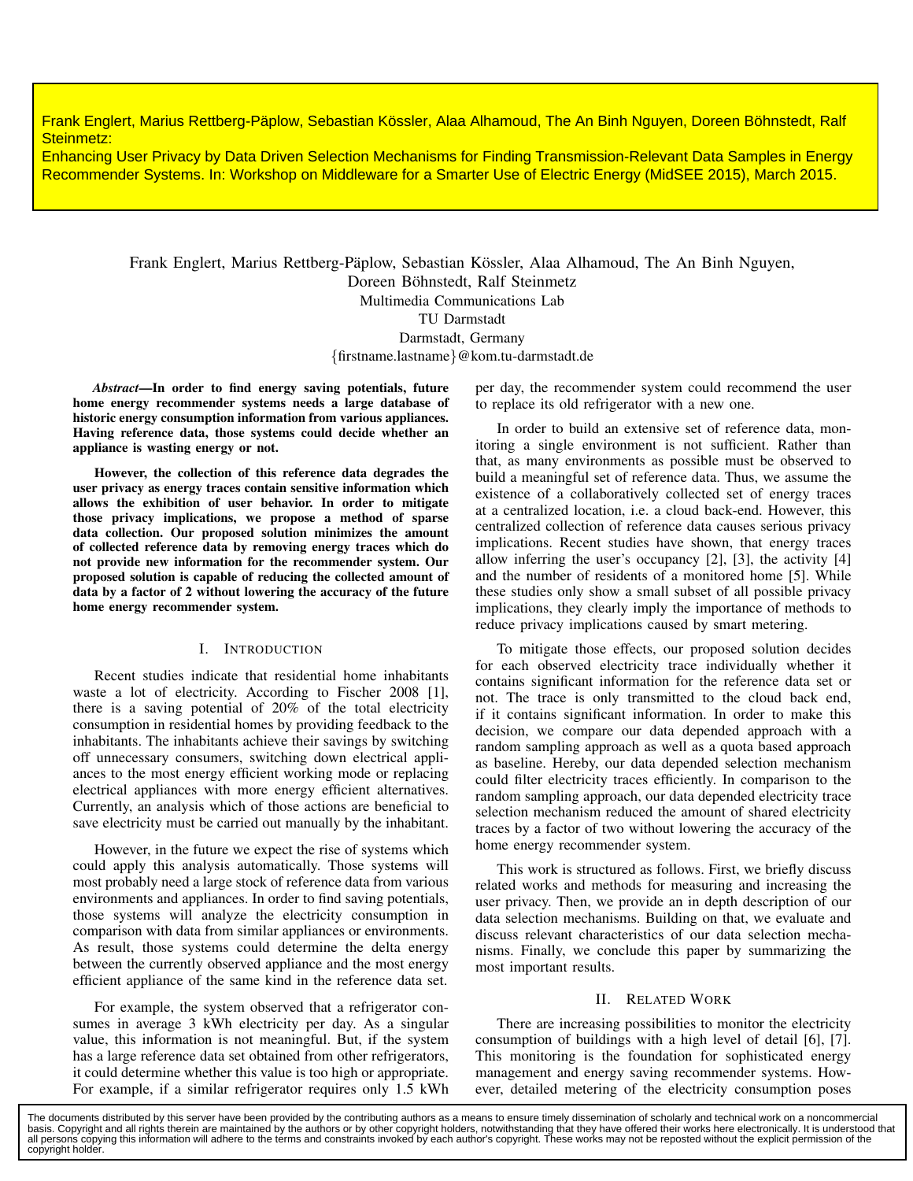Frank Englert, Marius Rettberg-Päplow, Sebastian Kössler, Alaa Alhamoud, The An Binh Nguyen, Doreen Böhnstedt, Ralf Steinmetz:
Enhancing User Privacy by Data Driven Selection Mechanisms for Finding Transmission-Relevant Data Samples in Energy Recommender Systems. In: Workshop on Middleware for a Smarter Use of Electric Energy (MidSEE 2015), March 2015.

Frank Englert, Marius Rettberg-Päplow, Sebastian Kössler, Alaa Alhamoud, The An Binh Nguyen,
Doreen Böhnstedt, Ralf Steinmetz
Multimedia Communications Lab
TU Darmstadt
Darmstadt, Germany
{firstname.lastname}@kom.tu-darmstadt.de

***Abstract*—In order to find energy saving potentials, future home energy recommender systems needs a large database of historic energy consumption information from various appliances. Having reference data, those systems could decide whether an appliance is wasting energy or not.**

**However, the collection of this reference data degrades the user privacy as energy traces contain sensitive information which allows the exhibition of user behavior. In order to mitigate those privacy implications, we propose a method of sparse data collection. Our proposed solution minimizes the amount of collected reference data by removing energy traces which do not provide new information for the recommender system. Our proposed solution is capable of reducing the collected amount of data by a factor of 2 without lowering the accuracy of the future home energy recommender system.**

## I. Introduction

Recent studies indicate that residential home inhabitants waste a lot of electricity. According to Fischer 2008 [1], there is a saving potential of 20% of the total electricity consumption in residential homes by providing feedback to the inhabitants. The inhabitants achieve their savings by switching off unnecessary consumers, switching down electrical appliances to the most energy efficient working mode or replacing electrical appliances with more energy efficient alternatives. Currently, an analysis which of those actions are beneficial to save electricity must be carried out manually by the inhabitant.

However, in the future we expect the rise of systems which could apply this analysis automatically. Those systems will most probably need a large stock of reference data from various environments and appliances. In order to find saving potentials, those systems will analyze the electricity consumption in comparison with data from similar appliances or environments. As result, those systems could determine the delta energy between the currently observed appliance and the most energy efficient appliance of the same kind in the reference data set.

For example, the system observed that a refrigerator consumes in average 3 kWh electricity per day. As a singular value, this information is not meaningful. But, if the system has a large reference data set obtained from other refrigerators, it could determine whether this value is too high or appropriate. For example, if a similar refrigerator requires only 1.5 kWh per day, the recommender system could recommend the user to replace its old refrigerator with a new one.

In order to build an extensive set of reference data, monitoring a single environment is not sufficient. Rather than that, as many environments as possible must be observed to build a meaningful set of reference data. Thus, we assume the existence of a collaboratively collected set of energy traces at a centralized location, i.e. a cloud back-end. However, this centralized collection of reference data causes serious privacy implications. Recent studies have shown, that energy traces allow inferring the user's occupancy [2], [3], the activity [4] and the number of residents of a monitored home [5]. While these studies only show a small subset of all possible privacy implications, they clearly imply the importance of methods to reduce privacy implications caused by smart metering.

To mitigate those effects, our proposed solution decides for each observed electricity trace individually whether it contains significant information for the reference data set or not. The trace is only transmitted to the cloud back end, if it contains significant information. In order to make this decision, we compare our data depended approach with a random sampling approach as well as a quota based approach as baseline. Hereby, our data depended selection mechanism could filter electricity traces efficiently. In comparison to the random sampling approach, our data depended electricity trace selection mechanism reduced the amount of shared electricity traces by a factor of two without lowering the accuracy of the home energy recommender system.

This work is structured as follows. First, we briefly discuss related works and methods for measuring and increasing the user privacy. Then, we provide an in depth description of our data selection mechanisms. Building on that, we evaluate and discuss relevant characteristics of our data selection mechanisms. Finally, we conclude this paper by summarizing the most important results.

## II. Related Work

There are increasing possibilities to monitor the electricity consumption of buildings with a high level of detail [6], [7]. This monitoring is the foundation for sophisticated energy management and energy saving recommender systems. However, detailed metering of the electricity consumption poses

The documents distributed by this server have been provided by the contributing authors as a means to ensure timely dissemination of scholarly and technical work on a noncommercial basis. Copyright and all rights therein are maintained by the authors or by other copyright holders, notwithstanding that they have offered their works here electronically. It is understood that all persons copying this information will adhere to the terms and constraints invoked by each author's copyright. These works may not be reposted without the explicit permission of the copyright holder.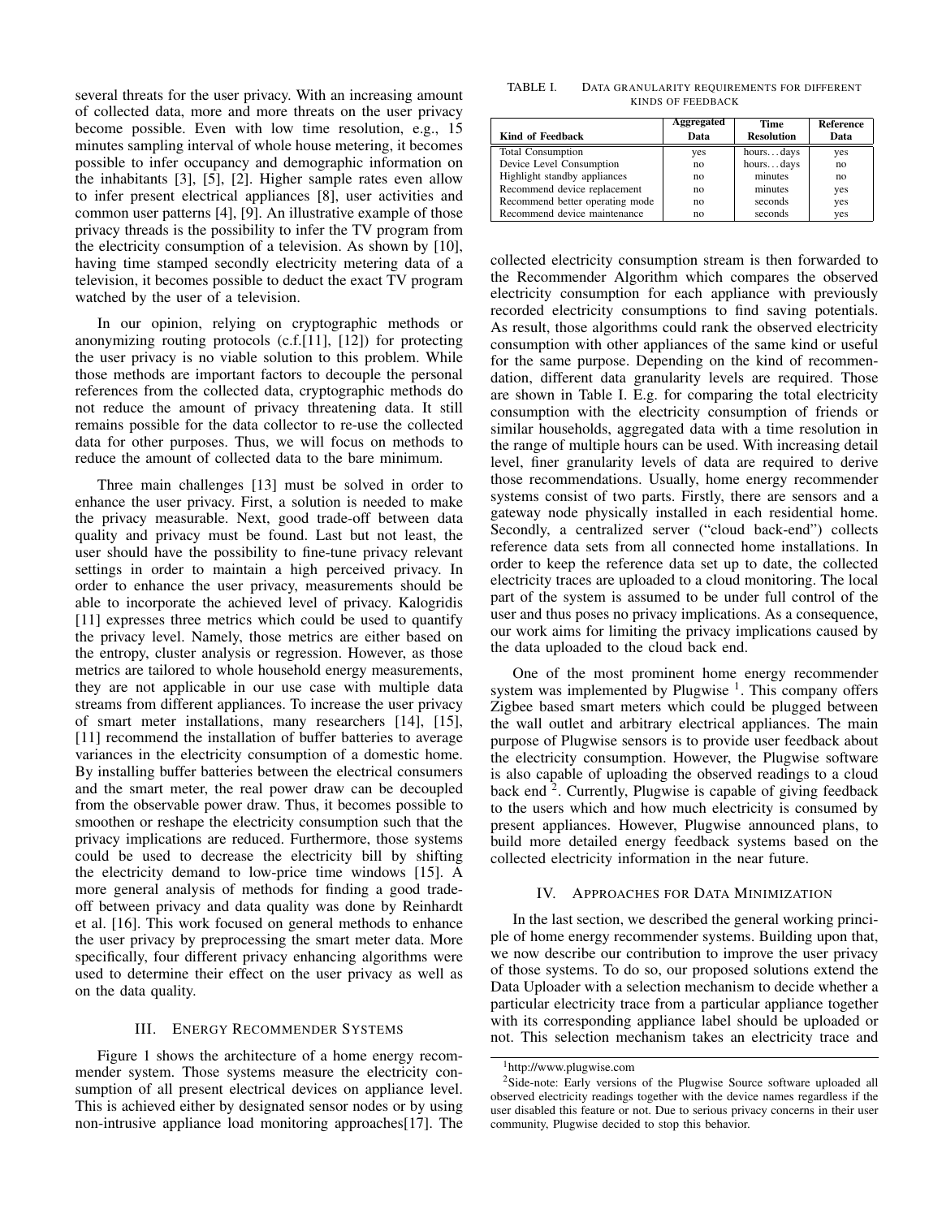several threats for the user privacy. With an increasing amount of collected data, more and more threats on the user privacy become possible. Even with low time resolution, e.g., 15 minutes sampling interval of whole house metering, it becomes possible to infer occupancy and demographic information on the inhabitants [3], [5], [2]. Higher sample rates even allow to infer present electrical appliances [8], user activities and common user patterns [4], [9]. An illustrative example of those privacy threads is the possibility to infer the TV program from the electricity consumption of a television. As shown by [10], having time stamped secondly electricity metering data of a television, it becomes possible to deduct the exact TV program watched by the user of a television.

In our opinion, relying on cryptographic methods or anonymizing routing protocols (c.f.[11], [12]) for protecting the user privacy is no viable solution to this problem. While those methods are important factors to decouple the personal references from the collected data, cryptographic methods do not reduce the amount of privacy threatening data. It still remains possible for the data collector to re-use the collected data for other purposes. Thus, we will focus on methods to reduce the amount of collected data to the bare minimum.

Three main challenges [13] must be solved in order to enhance the user privacy. First, a solution is needed to make the privacy measurable. Next, good trade-off between data quality and privacy must be found. Last but not least, the user should have the possibility to fine-tune privacy relevant settings in order to maintain a high perceived privacy. In order to enhance the user privacy, measurements should be able to incorporate the achieved level of privacy. Kalogridis [11] expresses three metrics which could be used to quantify the privacy level. Namely, those metrics are either based on the entropy, cluster analysis or regression. However, as those metrics are tailored to whole household energy measurements, they are not applicable in our use case with multiple data streams from different appliances. To increase the user privacy of smart meter installations, many researchers [14], [15], [11] recommend the installation of buffer batteries to average variances in the electricity consumption of a domestic home. By installing buffer batteries between the electrical consumers and the smart meter, the real power draw can be decoupled from the observable power draw. Thus, it becomes possible to smoothen or reshape the electricity consumption such that the privacy implications are reduced. Furthermore, those systems could be used to decrease the electricity bill by shifting the electricity demand to low-price time windows [15]. A more general analysis of methods for finding a good trade-off between privacy and data quality was done by Reinhardt et al. [16]. This work focused on general methods to enhance the user privacy by preprocessing the smart meter data. More specifically, four different privacy enhancing algorithms were used to determine their effect on the user privacy as well as on the data quality.

## III. Energy Recommender Systems

Figure 1 shows the architecture of a home energy recommender system. Those systems measure the electricity consumption of all present electrical devices on appliance level. This is achieved either by designated sensor nodes or by using non-intrusive appliance load monitoring approaches[17]. The collected electricity consumption stream is then forwarded to the Recommender Algorithm which compares the observed electricity consumption for each appliance with previously recorded electricity consumptions to find saving potentials. As result, those algorithms could rank the observed electricity consumption with other appliances of the same kind or useful for the same purpose. Depending on the kind of recommendation, different data granularity levels are required. Those are shown in Table I. E.g. for comparing the total electricity consumption with the electricity consumption of friends or similar households, aggregated data with a time resolution in the range of multiple hours can be used. With increasing detail level, finer granularity levels of data are required to derive those recommendations. Usually, home energy recommender systems consist of two parts. Firstly, there are sensors and a gateway node physically installed in each residential home. Secondly, a centralized server ("cloud back-end") collects reference data sets from all connected home installations. In order to keep the reference data set up to date, the collected electricity traces are uploaded to a cloud monitoring. The local part of the system is assumed to be under full control of the user and thus poses no privacy implications. As a consequence, our work aims for limiting the privacy implications caused by the data uploaded to the cloud back end.

TABLE I. Data granularity requirements for different kinds of feedback

| Kind of Feedback | Aggregated Data | Time Resolution | Reference Data |
|---|---|---|---|
| Total Consumption | yes | hours…days | yes |
| Device Level Consumption | no | hours…days | no |
| Highlight standby appliances | no | minutes | no |
| Recommend device replacement | no | minutes | yes |
| Recommend better operating mode | no | seconds | yes |
| Recommend device maintenance | no | seconds | yes |

One of the most prominent home energy recommender system was implemented by Plugwise [1]. This company offers Zigbee based smart meters which could be plugged between the wall outlet and arbitrary electrical appliances. The main purpose of Plugwise sensors is to provide user feedback about the electricity consumption. However, the Plugwise software is also capable of uploading the observed readings to a cloud back end [2]. Currently, Plugwise is capable of giving feedback to the users which and how much electricity is consumed by present appliances. However, Plugwise announced plans, to build more detailed energy feedback systems based on the collected electricity information in the near future.

## IV. Approaches for Data Minimization

In the last section, we described the general working principle of home energy recommender systems. Building upon that, we now describe our contribution to improve the user privacy of those systems. To do so, our proposed solutions extend the Data Uploader with a selection mechanism to decide whether a particular electricity trace from a particular appliance together with its corresponding appliance label should be uploaded or not. This selection mechanism takes an electricity trace and

[1] http://www.plugwise.com

[2] Side-note: Early versions of the Plugwise Source software uploaded all observed electricity readings together with the device names regardless if the user disabled this feature or not. Due to serious privacy concerns in their user community, Plugwise decided to stop this behavior.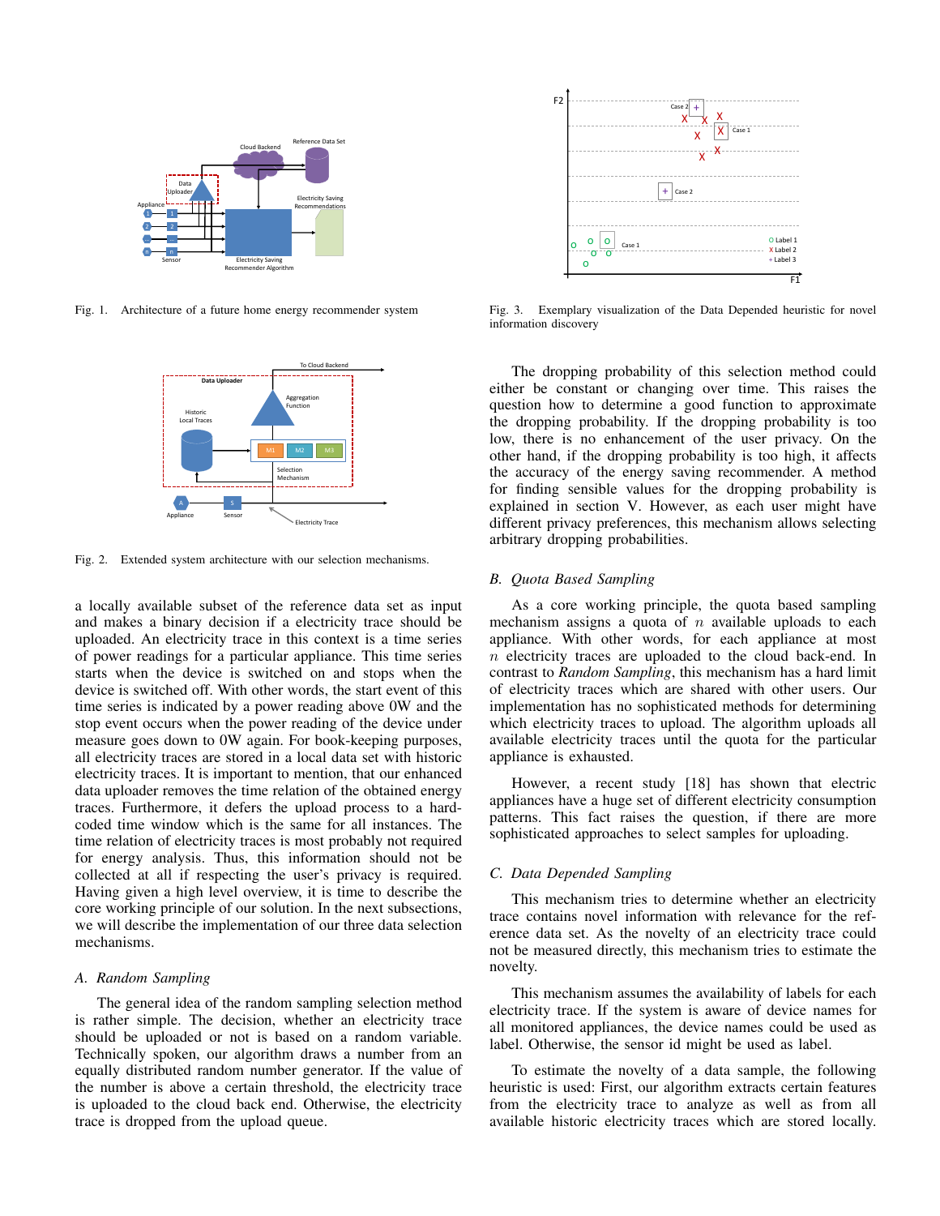Fig. 1. Architecture of a future home energy recommender system

Fig. 2. Extended system architecture with our selection mechanisms.

a locally available subset of the reference data set as input and makes a binary decision if a electricity trace should be uploaded. An electricity trace in this context is a time series of power readings for a particular appliance. This time series starts when the device is switched on and stops when the device is switched off. With other words, the start event of this time series is indicated by a power reading above 0W and the stop event occurs when the power reading of the device under measure goes down to 0W again. For book-keeping purposes, all electricity traces are stored in a local data set with historic electricity traces. It is important to mention, that our enhanced data uploader removes the time relation of the obtained energy traces. Furthermore, it defers the upload process to a hard-coded time window which is the same for all instances. The time relation of electricity traces is most probably not required for energy analysis. Thus, this information should not be collected at all if respecting the user's privacy is required. Having given a high level overview, it is time to describe the core working principle of our solution. In the next subsections, we will describe the implementation of our three data selection mechanisms.

### *A. Random Sampling*

The general idea of the random sampling selection method is rather simple. The decision, whether an electricity trace should be uploaded or not is based on a random variable. Technically spoken, our algorithm draws a number from an equally distributed random number generator. If the value of the number is above a certain threshold, the electricity trace is uploaded to the cloud back end. Otherwise, the electricity trace is dropped from the upload queue.

Fig. 3. Exemplary visualization of the Data Depended heuristic for novel information discovery

The dropping probability of this selection method could either be constant or changing over time. This raises the question how to determine a good function to approximate the dropping probability. If the dropping probability is too low, there is no enhancement of the user privacy. On the other hand, if the dropping probability is too high, it affects the accuracy of the energy saving recommender. A method for finding sensible values for the dropping probability is explained in section V. However, as each user might have different privacy preferences, this mechanism allows selecting arbitrary dropping probabilities.

### *B. Quota Based Sampling*

As a core working principle, the quota based sampling mechanism assigns a quota of $n$ available uploads to each appliance. With other words, for each appliance at most $n$ electricity traces are uploaded to the cloud back-end. In contrast to *Random Sampling*, this mechanism has a hard limit of electricity traces which are shared with other users. Our implementation has no sophisticated methods for determining which electricity traces to upload. The algorithm uploads all available electricity traces until the quota for the particular appliance is exhausted.

However, a recent study [18] has shown that electric appliances have a huge set of different electricity consumption patterns. This fact raises the question, if there are more sophisticated approaches to select samples for uploading.

### *C. Data Depended Sampling*

This mechanism tries to determine whether an electricity trace contains novel information with relevance for the reference data set. As the novelty of an electricity trace could not be measured directly, this mechanism tries to estimate the novelty.

This mechanism assumes the availability of labels for each electricity trace. If the system is aware of device names for all monitored appliances, the device names could be used as label. Otherwise, the sensor id might be used as label.

To estimate the novelty of a data sample, the following heuristic is used: First, our algorithm extracts certain features from the electricity trace to analyze as well as from all available historic electricity traces which are stored locally.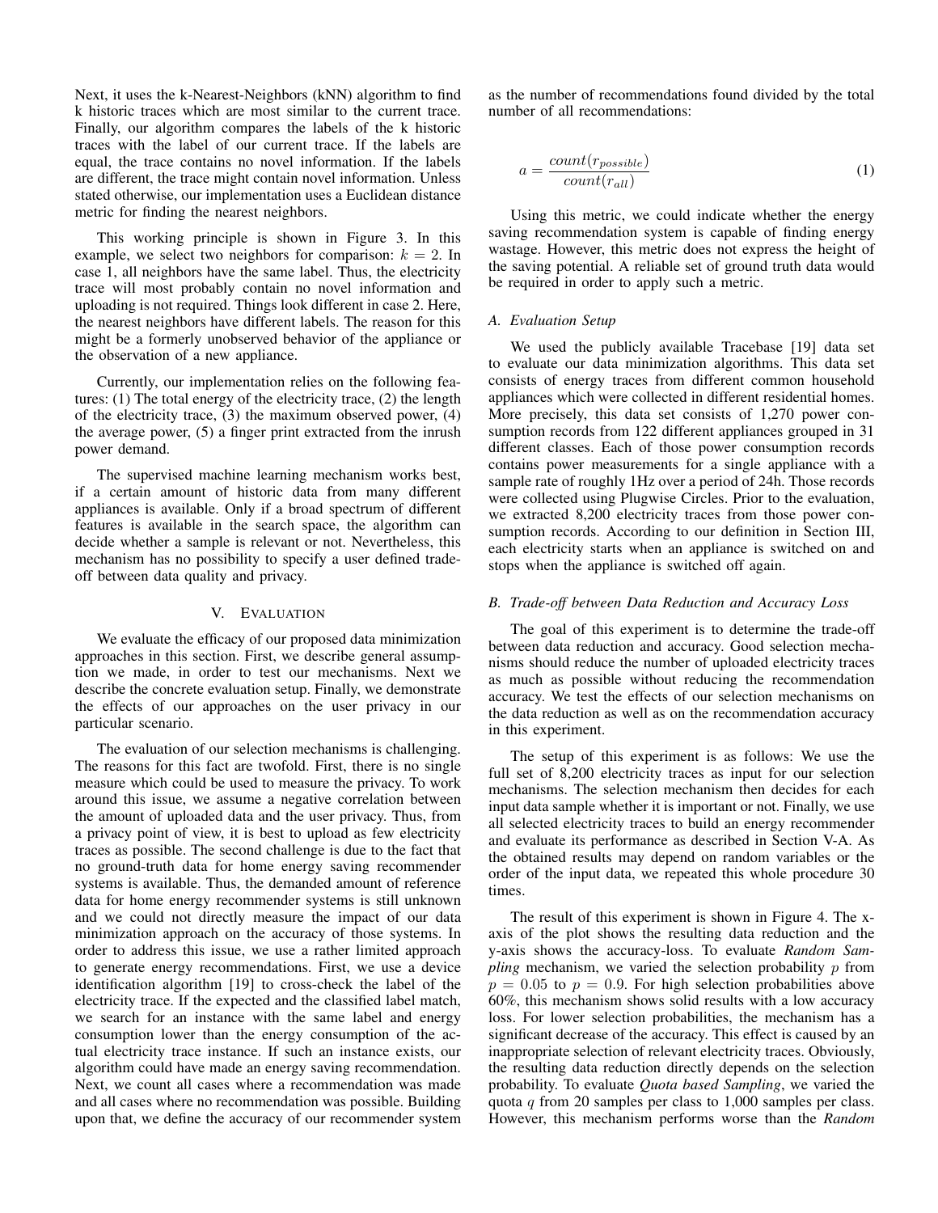Next, it uses the k-Nearest-Neighbors (kNN) algorithm to find k historic traces which are most similar to the current trace. Finally, our algorithm compares the labels of the k historic traces with the label of our current trace. If the labels are equal, the trace contains no novel information. If the labels are different, the trace might contain novel information. Unless stated otherwise, our implementation uses a Euclidean distance metric for finding the nearest neighbors.

This working principle is shown in Figure 3. In this example, we select two neighbors for comparison: $k = 2$. In case 1, all neighbors have the same label. Thus, the electricity trace will most probably contain no novel information and uploading is not required. Things look different in case 2. Here, the nearest neighbors have different labels. The reason for this might be a formerly unobserved behavior of the appliance or the observation of a new appliance.

Currently, our implementation relies on the following features: (1) The total energy of the electricity trace, (2) the length of the electricity trace, (3) the maximum observed power, (4) the average power, (5) a finger print extracted from the inrush power demand.

The supervised machine learning mechanism works best, if a certain amount of historic data from many different appliances is available. Only if a broad spectrum of different features is available in the search space, the algorithm can decide whether a sample is relevant or not. Nevertheless, this mechanism has no possibility to specify a user defined trade-off between data quality and privacy.

## V. Evaluation

We evaluate the efficacy of our proposed data minimization approaches in this section. First, we describe general assumption we made, in order to test our mechanisms. Next we describe the concrete evaluation setup. Finally, we demonstrate the effects of our approaches on the user privacy in our particular scenario.

The evaluation of our selection mechanisms is challenging. The reasons for this fact are twofold. First, there is no single measure which could be used to measure the privacy. To work around this issue, we assume a negative correlation between the amount of uploaded data and the user privacy. Thus, from a privacy point of view, it is best to upload as few electricity traces as possible. The second challenge is due to the fact that no ground-truth data for home energy saving recommender systems is available. Thus, the demanded amount of reference data for home energy recommender systems is still unknown and we could not directly measure the impact of our data minimization approach on the accuracy of those systems. In order to address this issue, we use a rather limited approach to generate energy recommendations. First, we use a device identification algorithm [19] to cross-check the label of the electricity trace. If the expected and the classified label match, we search for an instance with the same label and energy consumption lower than the energy consumption of the actual electricity trace instance. If such an instance exists, our algorithm could have made an energy saving recommendation. Next, we count all cases where a recommendation was made and all cases where no recommendation was possible. Building upon that, we define the accuracy of our recommender system as the number of recommendations found divided by the total number of all recommendations:

$$a = \frac{count(r_{possible})}{count(r_{all})} \tag{1}$$

Using this metric, we could indicate whether the energy saving recommendation system is capable of finding energy wastage. However, this metric does not express the height of the saving potential. A reliable set of ground truth data would be required in order to apply such a metric.

### A. Evaluation Setup

We used the publicly available Tracebase [19] data set to evaluate our data minimization algorithms. This data set consists of energy traces from different common household appliances which were collected in different residential homes. More precisely, this data set consists of 1,270 power consumption records from 122 different appliances grouped in 31 different classes. Each of those power consumption records contains power measurements for a single appliance with a sample rate of roughly 1Hz over a period of 24h. Those records were collected using Plugwise Circles. Prior to the evaluation, we extracted 8,200 electricity traces from those power consumption records. According to our definition in Section III, each electricity starts when an appliance is switched on and stops when the appliance is switched off again.

### B. Trade-off between Data Reduction and Accuracy Loss

The goal of this experiment is to determine the trade-off between data reduction and accuracy. Good selection mechanisms should reduce the number of uploaded electricity traces as much as possible without reducing the recommendation accuracy. We test the effects of our selection mechanisms on the data reduction as well as on the recommendation accuracy in this experiment.

The setup of this experiment is as follows: We use the full set of 8,200 electricity traces as input for our selection mechanisms. The selection mechanism then decides for each input data sample whether it is important or not. Finally, we use all selected electricity traces to build an energy recommender and evaluate its performance as described in Section V-A. As the obtained results may depend on random variables or the order of the input data, we repeated this whole procedure 30 times.

The result of this experiment is shown in Figure 4. The x-axis of the plot shows the resulting data reduction and the y-axis shows the accuracy-loss. To evaluate *Random Sampling* mechanism, we varied the selection probability $p$ from $p = 0.05$ to $p = 0.9$. For high selection probabilities above 60%, this mechanism shows solid results with a low accuracy loss. For lower selection probabilities, the mechanism has a significant decrease of the accuracy. This effect is caused by an inappropriate selection of relevant electricity traces. Obviously, the resulting data reduction directly depends on the selection probability. To evaluate *Quota based Sampling*, we varied the quota $q$ from 20 samples per class to 1,000 samples per class. However, this mechanism performs worse than the *Random*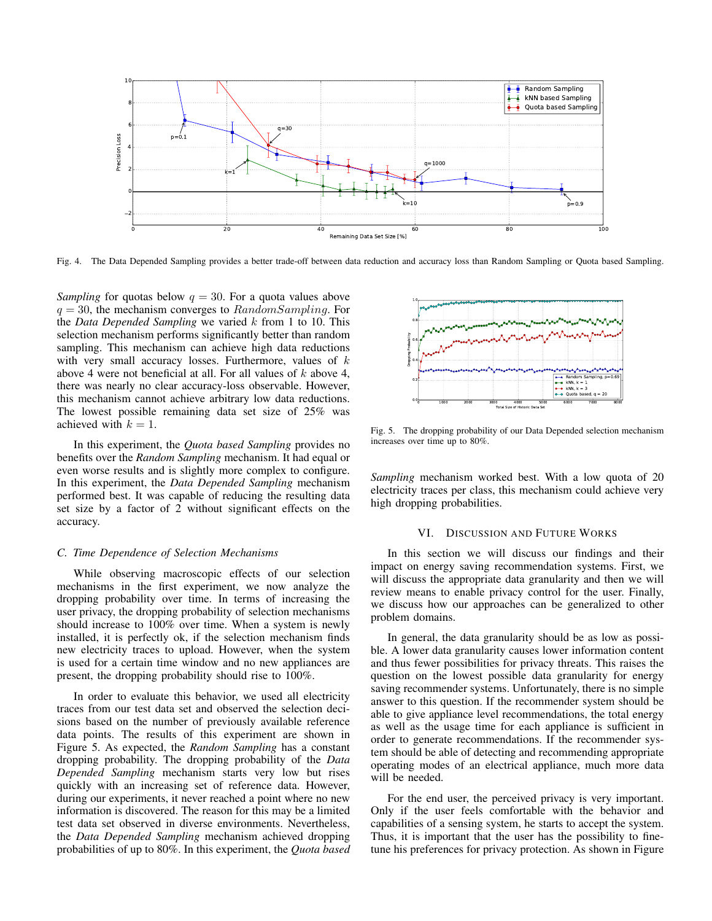Fig. 4. The Data Depended Sampling provides a better trade-off between data reduction and accuracy loss than Random Sampling or Quota based Sampling.

*Sampling* for quotas below $q = 30$. For a quota values above $q = 30$, the mechanism converges to $RandomSampling$. For the *Data Depended Sampling* we varied $k$ from 1 to 10. This selection mechanism performs significantly better than random sampling. This mechanism can achieve high data reductions with very small accuracy losses. Furthermore, values of $k$ above 4 were not beneficial at all. For all values of $k$ above 4, there was nearly no clear accuracy-loss observable. However, this mechanism cannot achieve arbitrary low data reductions. The lowest possible remaining data set size of 25% was achieved with $k = 1$.

In this experiment, the *Quota based Sampling* provides no benefits over the *Random Sampling* mechanism. It had equal or even worse results and is slightly more complex to configure. In this experiment, the *Data Depended Sampling* mechanism performed best. It was capable of reducing the resulting data set size by a factor of 2 without significant effects on the accuracy.

### C. Time Dependence of Selection Mechanisms

While observing macroscopic effects of our selection mechanisms in the first experiment, we now analyze the dropping probability over time. In terms of increasing the user privacy, the dropping probability of selection mechanisms should increase to 100% over time. When a system is newly installed, it is perfectly ok, if the selection mechanism finds new electricity traces to upload. However, when the system is used for a certain time window and no new appliances are present, the dropping probability should rise to 100%.

In order to evaluate this behavior, we used all electricity traces from our test data set and observed the selection decisions based on the number of previously available reference data points. The results of this experiment are shown in Figure 5. As expected, the *Random Sampling* has a constant dropping probability. The dropping probability of the *Data Depended Sampling* mechanism starts very low but rises quickly with an increasing set of reference data. However, during our experiments, it never reached a point where no new information is discovered. The reason for this may be a limited test data set observed in diverse environments. Nevertheless, the *Data Depended Sampling* mechanism achieved dropping probabilities of up to 80%. In this experiment, the *Quota based Sampling* mechanism worked best. With a low quota of 20 electricity traces per class, this mechanism could achieve very high dropping probabilities.

Fig. 5. The dropping probability of our Data Depended selection mechanism increases over time up to 80%.

## VI. Discussion and Future Works

In this section we will discuss our findings and their impact on energy saving recommendation systems. First, we will discuss the appropriate data granularity and then we will review means to enable privacy control for the user. Finally, we discuss how our approaches can be generalized to other problem domains.

In general, the data granularity should be as low as possible. A lower data granularity causes lower information content and thus fewer possibilities for privacy threats. This raises the question on the lowest possible data granularity for energy saving recommender systems. Unfortunately, there is no simple answer to this question. If the recommender system should be able to give appliance level recommendations, the total energy as well as the usage time for each appliance is sufficient in order to generate recommendations. If the recommender system should be able of detecting and recommending appropriate operating modes of an electrical appliance, much more data will be needed.

For the end user, the perceived privacy is very important. Only if the user feels comfortable with the behavior and capabilities of a sensing system, he starts to accept the system. Thus, it is important that the user has the possibility to fine-tune his preferences for privacy protection. As shown in Figure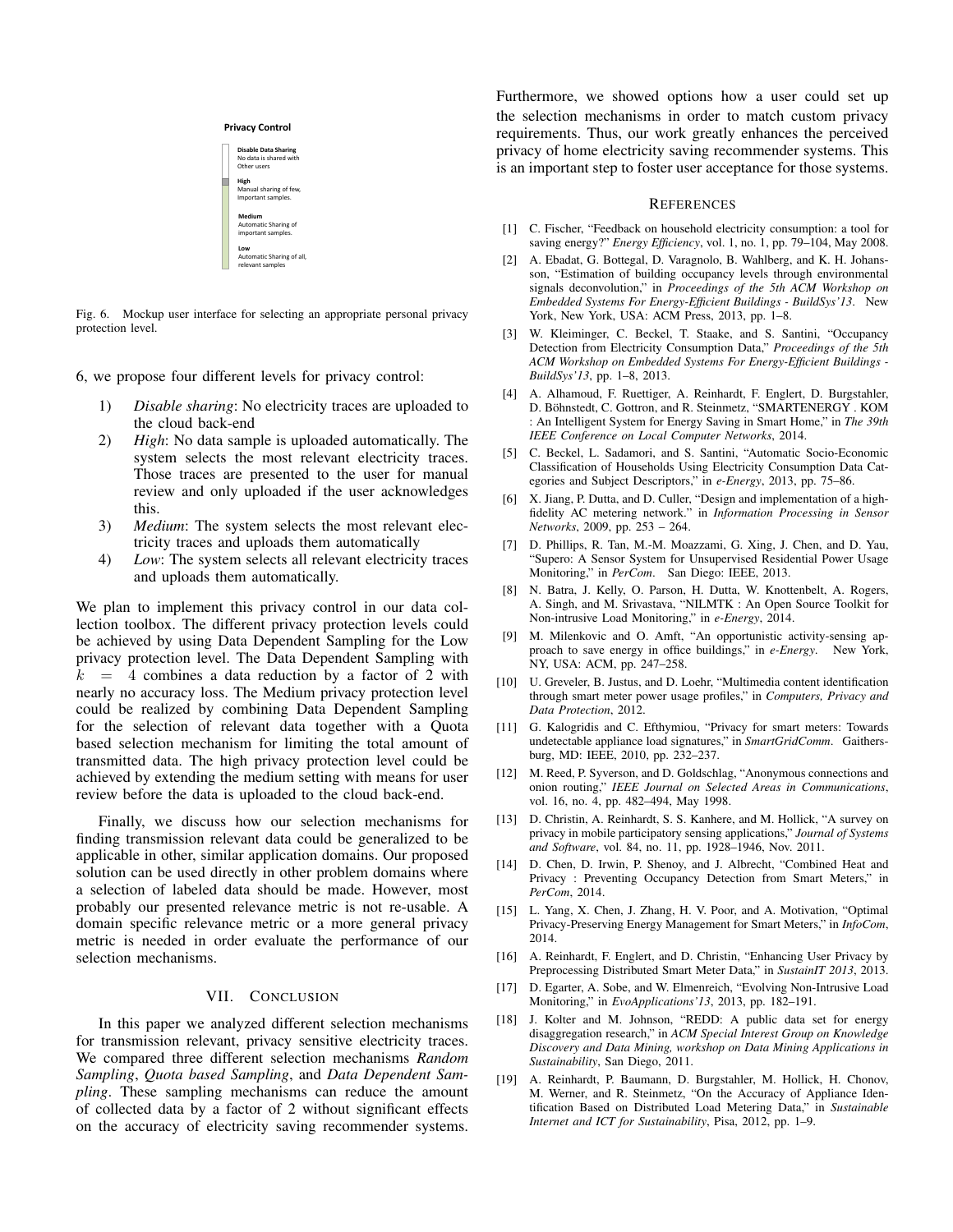Privacy Control

Disable Data Sharing
No data is shared with Other users

High
Manual sharing of few, Important samples.

Medium
Automatic Sharing of important samples.

Low
Automatic Sharing of all, relevant samples

Fig. 6. Mockup user interface for selecting an appropriate personal privacy protection level.

6, we propose four different levels for privacy control:

1) *Disable sharing*: No electricity traces are uploaded to the cloud back-end
2) *High*: No data sample is uploaded automatically. The system selects the most relevant electricity traces. Those traces are presented to the user for manual review and only uploaded if the user acknowledges this.
3) *Medium*: The system selects the most relevant electricity traces and uploads them automatically
4) *Low*: The system selects all relevant electricity traces and uploads them automatically.

We plan to implement this privacy control in our data collection toolbox. The different privacy protection levels could be achieved by using Data Dependent Sampling for the Low privacy protection level. The Data Dependent Sampling with $k = 4$ combines a data reduction by a factor of 2 with nearly no accuracy loss. The Medium privacy protection level could be realized by combining Data Dependent Sampling for the selection of relevant data together with a Quota based selection mechanism for limiting the total amount of transmitted data. The high privacy protection level could be achieved by extending the medium setting with means for user review before the data is uploaded to the cloud back-end.

Finally, we discuss how our selection mechanisms for finding transmission relevant data could be generalized to be applicable in other, similar application domains. Our proposed solution can be used directly in other problem domains where a selection of labeled data should be made. However, most probably our presented relevance metric is not re-usable. A domain specific relevance metric or a more general privacy metric is needed in order evaluate the performance of our selection mechanisms.

## VII. Conclusion

In this paper we analyzed different selection mechanisms for transmission relevant, privacy sensitive electricity traces. We compared three different selection mechanisms *Random Sampling*, *Quota based Sampling*, and *Data Dependent Sampling*. These sampling mechanisms can reduce the amount of collected data by a factor of 2 without significant effects on the accuracy of electricity saving recommender systems. Furthermore, we showed options how a user could set up the selection mechanisms in order to match custom privacy requirements. Thus, our work greatly enhances the perceived privacy of home electricity saving recommender systems. This is an important step to foster user acceptance for those systems.

## References

[1] C. Fischer, "Feedback on household electricity consumption: a tool for saving energy?" *Energy Efficiency*, vol. 1, no. 1, pp. 79–104, May 2008.

[2] A. Ebadat, G. Bottegal, D. Varagnolo, B. Wahlberg, and K. H. Johansson, "Estimation of building occupancy levels through environmental signals deconvolution," in *Proceedings of the 5th ACM Workshop on Embedded Systems For Energy-Efficient Buildings - BuildSys'13*. New York, New York, USA: ACM Press, 2013, pp. 1–8.

[3] W. Kleiminger, C. Beckel, T. Staake, and S. Santini, "Occupancy Detection from Electricity Consumption Data," *Proceedings of the 5th ACM Workshop on Embedded Systems For Energy-Efficient Buildings - BuildSys'13*, pp. 1–8, 2013.

[4] A. Alhamoud, F. Ruettiger, A. Reinhardt, F. Englert, D. Burgstahler, D. Böhnstedt, C. Gottron, and R. Steinmetz, "SMARTENERGY . KOM : An Intelligent System for Energy Saving in Smart Home," in *The 39th IEEE Conference on Local Computer Networks*, 2014.

[5] C. Beckel, L. Sadamori, and S. Santini, "Automatic Socio-Economic Classification of Households Using Electricity Consumption Data Categories and Subject Descriptors," in *e-Energy*, 2013, pp. 75–86.

[6] X. Jiang, P. Dutta, and D. Culler, "Design and implementation of a high-fidelity AC metering network." in *Information Processing in Sensor Networks*, 2009, pp. 253 – 264.

[7] D. Phillips, R. Tan, M.-M. Moazzami, G. Xing, J. Chen, and D. Yau, "Supero: A Sensor System for Unsupervised Residential Power Usage Monitoring," in *PerCom*. San Diego: IEEE, 2013.

[8] N. Batra, J. Kelly, O. Parson, H. Dutta, W. Knottenbelt, A. Rogers, A. Singh, and M. Srivastava, "NILMTK : An Open Source Toolkit for Non-intrusive Load Monitoring," in *e-Energy*, 2014.

[9] M. Milenkovic and O. Amft, "An opportunistic activity-sensing approach to save energy in office buildings," in *e-Energy*. New York, NY, USA: ACM, pp. 247–258.

[10] U. Greveler, B. Justus, and D. Loehr, "Multimedia content identification through smart meter power usage profiles," in *Computers, Privacy and Data Protection*, 2012.

[11] G. Kalogridis and C. Efthymiou, "Privacy for smart meters: Towards undetectable appliance load signatures," in *SmartGridComm*. Gaithersburg, MD: IEEE, 2010, pp. 232–237.

[12] M. Reed, P. Syverson, and D. Goldschlag, "Anonymous connections and onion routing," *IEEE Journal on Selected Areas in Communications*, vol. 16, no. 4, pp. 482–494, May 1998.

[13] D. Christin, A. Reinhardt, S. S. Kanhere, and M. Hollick, "A survey on privacy in mobile participatory sensing applications," *Journal of Systems and Software*, vol. 84, no. 11, pp. 1928–1946, Nov. 2011.

[14] D. Chen, D. Irwin, P. Shenoy, and J. Albrecht, "Combined Heat and Privacy : Preventing Occupancy Detection from Smart Meters," in *PerCom*, 2014.

[15] L. Yang, X. Chen, J. Zhang, H. V. Poor, and A. Motivation, "Optimal Privacy-Preserving Energy Management for Smart Meters," in *InfoCom*, 2014.

[16] A. Reinhardt, F. Englert, and D. Christin, "Enhancing User Privacy by Preprocessing Distributed Smart Meter Data," in *SustainIT 2013*, 2013.

[17] D. Egarter, A. Sobe, and W. Elmenreich, "Evolving Non-Intrusive Load Monitoring," in *EvoApplications'13*, 2013, pp. 182–191.

[18] J. Kolter and M. Johnson, "REDD: A public data set for energy disaggregation research," in *ACM Special Interest Group on Knowledge Discovery and Data Mining, workshop on Data Mining Applications in Sustainability*, San Diego, 2011.

[19] A. Reinhardt, P. Baumann, D. Burgstahler, M. Hollick, H. Chonov, M. Werner, and R. Steinmetz, "On the Accuracy of Appliance Identification Based on Distributed Load Metering Data," in *Sustainable Internet and ICT for Sustainability*, Pisa, 2012, pp. 1–9.